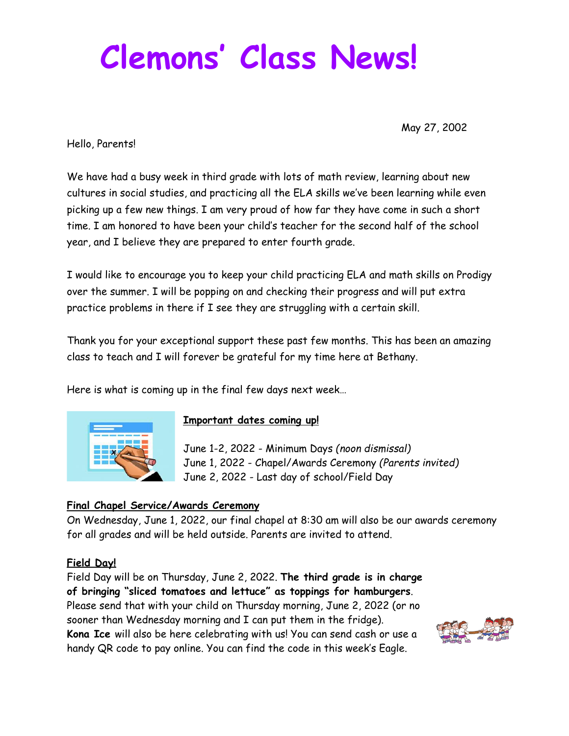# Clemons' Class News!

May 27, 2002

Hello, Parents!

We have had a busy week in third grade with lots of math review, learning about new cultures in social studies, and practicing all the ELA skills we've been learning while even picking up a few new things. I am very proud of how far they have come in such a short time. I am honored to have been your child's teacher for the second half of the school year, and I believe they are prepared to enter fourth grade.

I would like to encourage you to keep your child practicing ELA and math skills on Prodigy over the summer. I will be popping on and checking their progress and will put extra practice problems in there if I see they are struggling with a certain skill.

Thank you for your exceptional support these past few months. This has been an amazing class to teach and I will forever be grateful for my time here at Bethany.

Here is what is coming up in the final few days next week…

**Important dates coming up!**

June 1-2, 2022 - Minimum Days *(noon dismissal)*
June 1, 2022 - Chapel/Awards Ceremony *(Parents invited)*
June 2, 2022 - Last day of school/Field Day

**Final Chapel Service/Awards Ceremony**

On Wednesday, June 1, 2022, our final chapel at 8:30 am will also be our awards ceremony for all grades and will be held outside. Parents are invited to attend.

**Field Day!**

Field Day will be on Thursday, June 2, 2022. **The third grade is in charge of bringing "sliced tomatoes and lettuce" as toppings for hamburgers**. Please send that with your child on Thursday morning, June 2, 2022 (or no sooner than Wednesday morning and I can put them in the fridge). **Kona Ice** will also be here celebrating with us! You can send cash or use a handy QR code to pay online. You can find the code in this week's Eagle.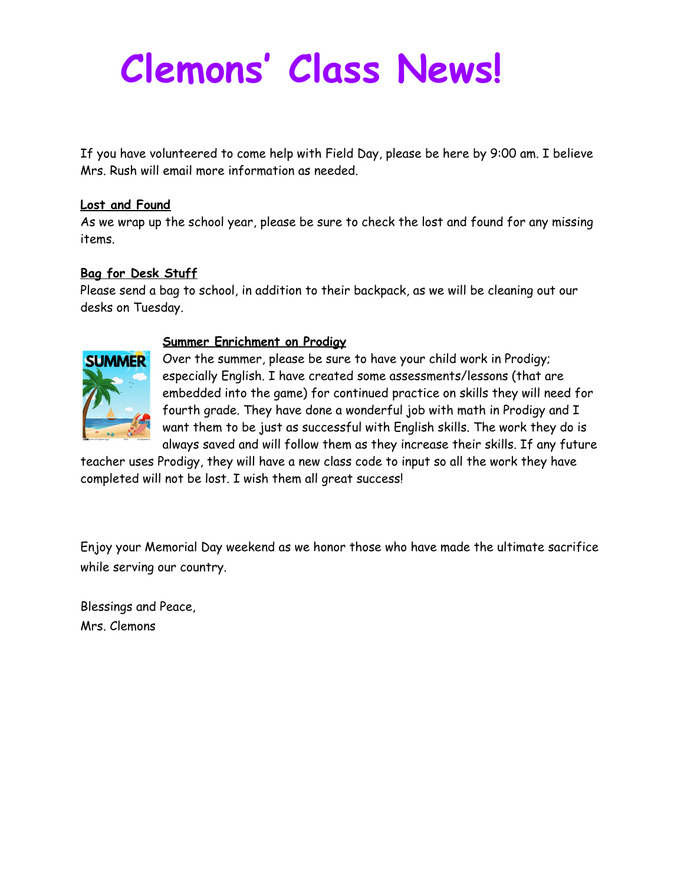# Clemons' Class News!

If you have volunteered to come help with Field Day, please be here by 9:00 am. I believe Mrs. Rush will email more information as needed.

**Lost and Found**

As we wrap up the school year, please be sure to check the lost and found for any missing items.

**Bag for Desk Stuff**

Please send a bag to school, in addition to their backpack, as we will be cleaning out our desks on Tuesday.

**Summer Enrichment on Prodigy**

Over the summer, please be sure to have your child work in Prodigy; especially English. I have created some assessments/lessons (that are embedded into the game) for continued practice on skills they will need for fourth grade. They have done a wonderful job with math in Prodigy and I want them to be just as successful with English skills. The work they do is always saved and will follow them as they increase their skills. If any future teacher uses Prodigy, they will have a new class code to input so all the work they have completed will not be lost. I wish them all great success!

Enjoy your Memorial Day weekend as we honor those who have made the ultimate sacrifice while serving our country.

Blessings and Peace,
Mrs. Clemons